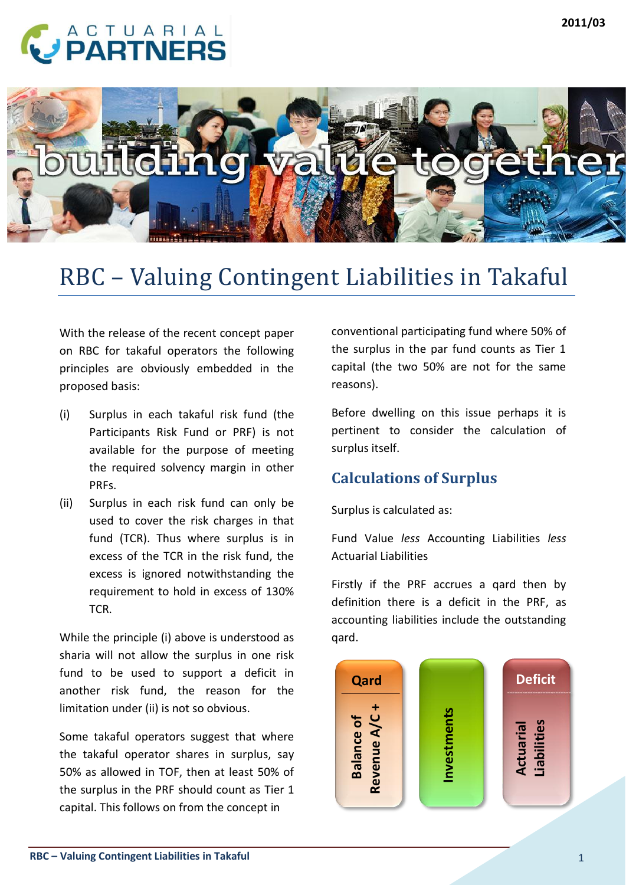2011/03

# RBC – Valuing Contingent Liabilities in Takaful

With the release of the recent concept paper on RBC for takaful operators the following principles are obviously embedded in the proposed basis:

(i) Surplus in each takaful risk fund (the Participants Risk Fund or PRF) is not available for the purpose of meeting the required solvency margin in other PRFs.

(ii) Surplus in each risk fund can only be used to cover the risk charges in that fund (TCR). Thus where surplus is in excess of the TCR in the risk fund, the excess is ignored notwithstanding the requirement to hold in excess of 130% TCR.

While the principle (i) above is understood as sharia will not allow the surplus in one risk fund to be used to support a deficit in another risk fund, the reason for the limitation under (ii) is not so obvious.

Some takaful operators suggest that where the takaful operator shares in surplus, say 50% as allowed in TOF, then at least 50% of the surplus in the PRF should count as Tier 1 capital. This follows on from the concept in conventional participating fund where 50% of the surplus in the par fund counts as Tier 1 capital (the two 50% are not for the same reasons).

Before dwelling on this issue perhaps it is pertinent to consider the calculation of surplus itself.

## Calculations of Surplus

Surplus is calculated as:

Fund Value *less* Accounting Liabilities *less* Actuarial Liabilities

Firstly if the PRF accrues a qard then by definition there is a deficit in the PRF, as accounting liabilities include the outstanding qard.

| Qard | | Deficit |
|---|---|---|
| Balance of Revenue A/C + | Investments | Actuarial Liabilities |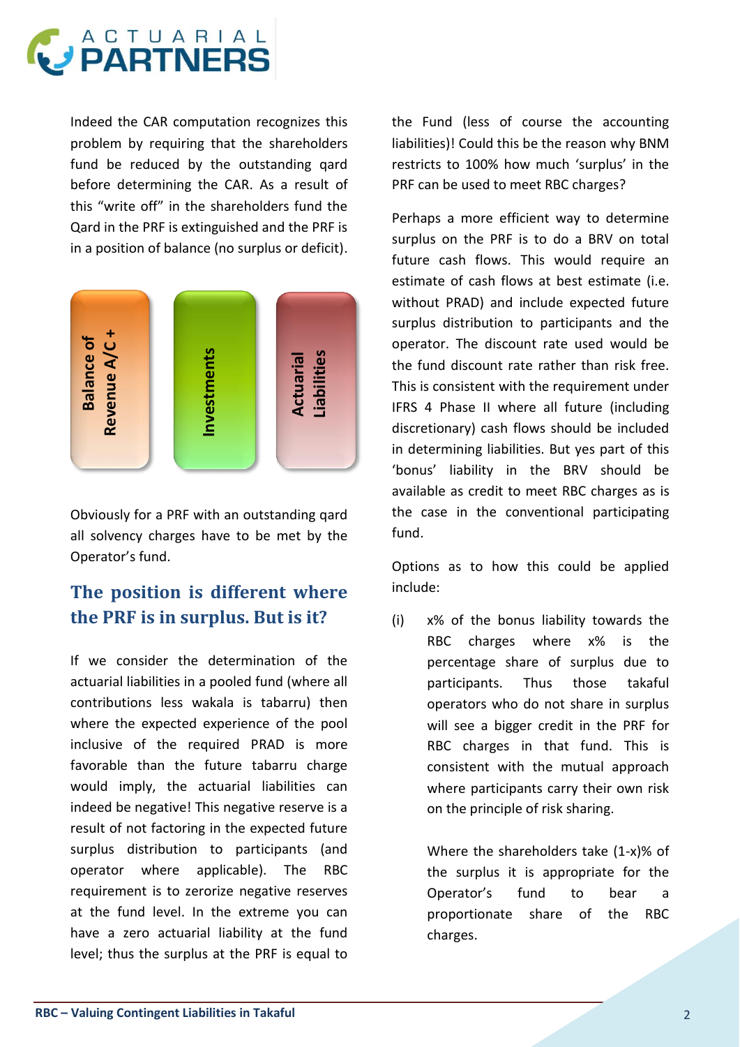Indeed the CAR computation recognizes this problem by requiring that the shareholders fund be reduced by the outstanding qard before determining the CAR. As a result of this "write off" in the shareholders fund the Qard in the PRF is extinguished and the PRF is in a position of balance (no surplus or deficit).

**Balance of Revenue A/C +** | **Investments** | **Actuarial Liabilities**

Obviously for a PRF with an outstanding qard all solvency charges have to be met by the Operator's fund.

## The position is different where the PRF is in surplus. But is it?

If we consider the determination of the actuarial liabilities in a pooled fund (where all contributions less wakala is tabarru) then where the expected experience of the pool inclusive of the required PRAD is more favorable than the future tabarru charge would imply, the actuarial liabilities can indeed be negative! This negative reserve is a result of not factoring in the expected future surplus distribution to participants (and operator where applicable). The RBC requirement is to zerorize negative reserves at the fund level. In the extreme you can have a zero actuarial liability at the fund level; thus the surplus at the PRF is equal to the Fund (less of course the accounting liabilities)! Could this be the reason why BNM restricts to 100% how much 'surplus' in the PRF can be used to meet RBC charges?

Perhaps a more efficient way to determine surplus on the PRF is to do a BRV on total future cash flows. This would require an estimate of cash flows at best estimate (i.e. without PRAD) and include expected future surplus distribution to participants and the operator. The discount rate used would be the fund discount rate rather than risk free. This is consistent with the requirement under IFRS 4 Phase II where all future (including discretionary) cash flows should be included in determining liabilities. But yes part of this 'bonus' liability in the BRV should be available as credit to meet RBC charges as is the case in the conventional participating fund.

Options as to how this could be applied include:

(i) x% of the bonus liability towards the RBC charges where x% is the percentage share of surplus due to participants. Thus those takaful operators who do not share in surplus will see a bigger credit in the PRF for RBC charges in that fund. This is consistent with the mutual approach where participants carry their own risk on the principle of risk sharing.

    Where the shareholders take (1-x)% of the surplus it is appropriate for the Operator's fund to bear a proportionate share of the RBC charges.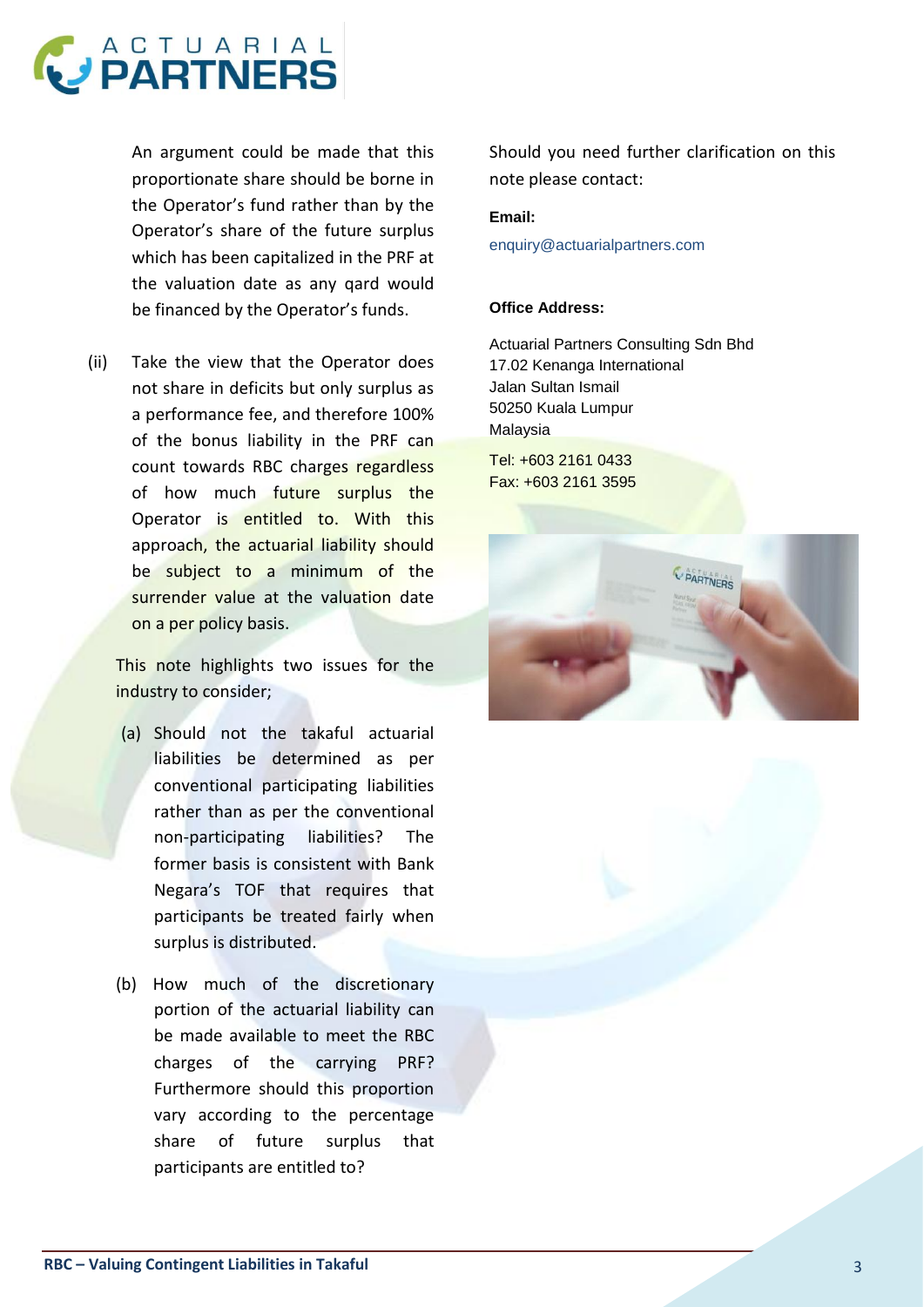An argument could be made that this proportionate share should be borne in the Operator's fund rather than by the Operator's share of the future surplus which has been capitalized in the PRF at the valuation date as any qard would be financed by the Operator's funds.

(ii) Take the view that the Operator does not share in deficits but only surplus as a performance fee, and therefore 100% of the bonus liability in the PRF can count towards RBC charges regardless of how much future surplus the Operator is entitled to. With this approach, the actuarial liability should be subject to a minimum of the surrender value at the valuation date on a per policy basis.

This note highlights two issues for the industry to consider;

(a) Should not the takaful actuarial liabilities be determined as per conventional participating liabilities rather than as per the conventional non-participating liabilities? The former basis is consistent with Bank Negara's TOF that requires that participants be treated fairly when surplus is distributed.

(b) How much of the discretionary portion of the actuarial liability can be made available to meet the RBC charges of the carrying PRF? Furthermore should this proportion vary according to the percentage share of future surplus that participants are entitled to?

Should you need further clarification on this note please contact:

**Email:**

enquiry@actuarialpartners.com

**Office Address:**

Actuarial Partners Consulting Sdn Bhd
17.02 Kenanga International
Jalan Sultan Ismail
50250 Kuala Lumpur
Malaysia

Tel: +603 2161 0433
Fax: +603 2161 3595